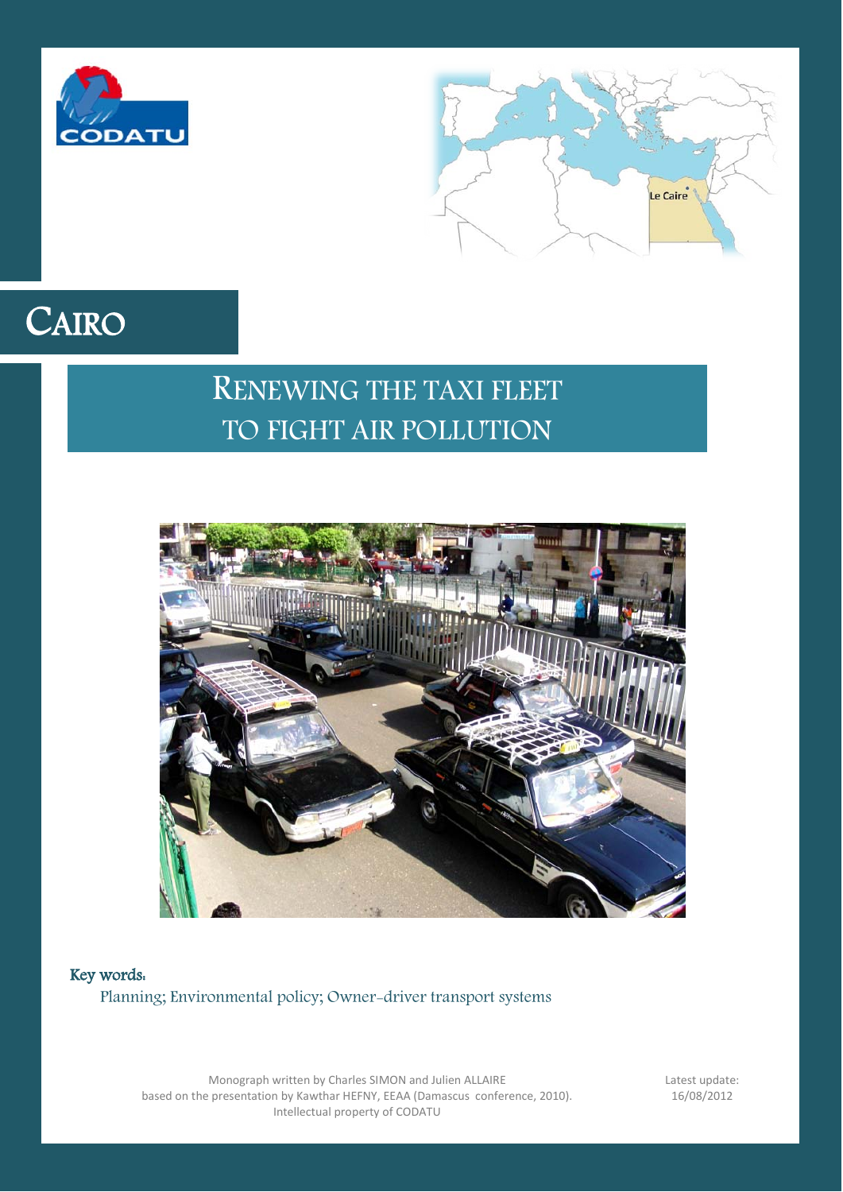CODATU

Le Caire

# Cairo

## Renewing the taxi fleet to fight air pollution

**Key words:**

Planning; Environmental policy; Owner-driver transport systems

Monograph written by Charles SIMON and Julien ALLAIRE based on the presentation by Kawthar HEFNY, EEAA (Damascus conference, 2010). Intellectual property of CODATU

Latest update: 16/08/2012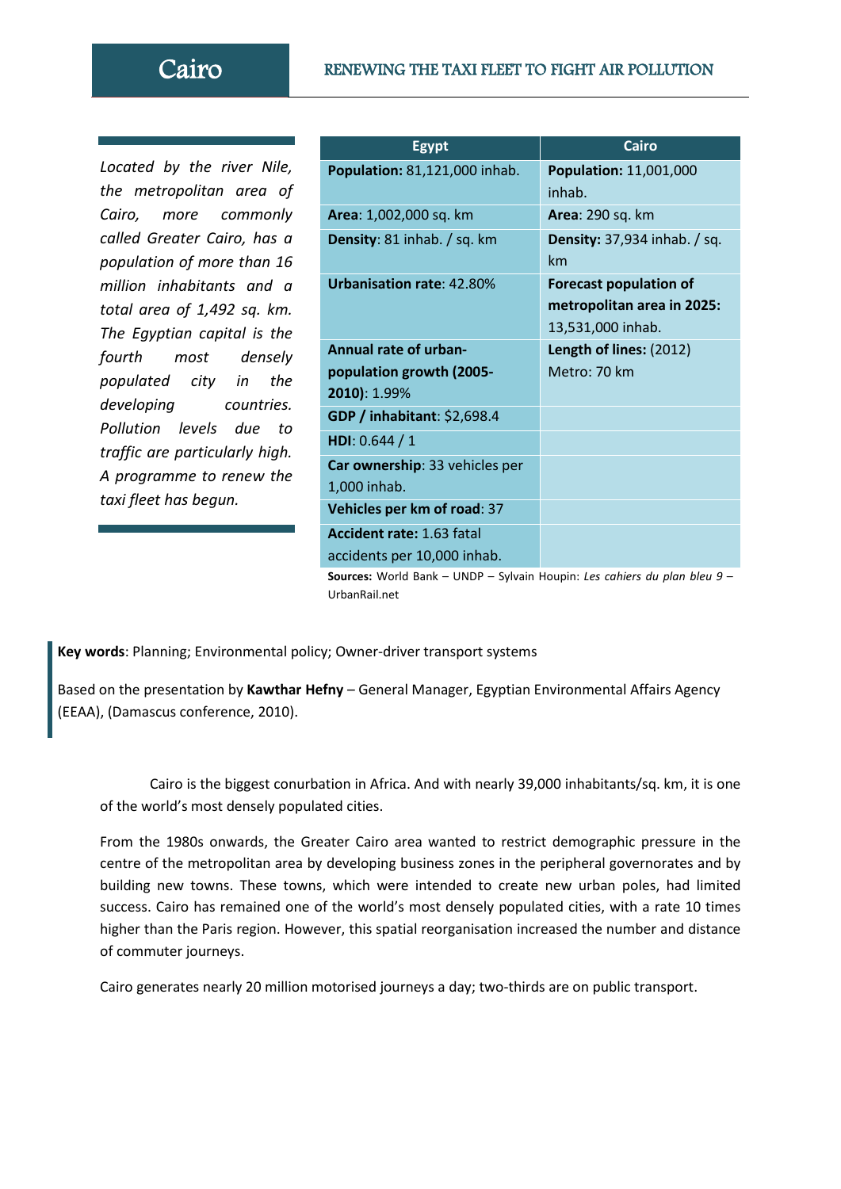# Cairo

## RENEWING THE TAXI FLEET TO FIGHT AIR POLLUTION

*Located by the river Nile, the metropolitan area of Cairo, more commonly called Greater Cairo, has a population of more than 16 million inhabitants and a total area of 1,492 sq. km. The Egyptian capital is the fourth most densely populated city in the developing countries. Pollution levels due to traffic are particularly high. A programme to renew the taxi fleet has begun.*

| Egypt | Cairo |
|---|---|
| **Population:** 81,121,000 inhab. | **Population:** 11,001,000 inhab. |
| **Area**: 1,002,000 sq. km | **Area**: 290 sq. km |
| **Density**: 81 inhab. / sq. km | **Density:** 37,934 inhab. / sq. km |
| **Urbanisation rate**: 42.80% | **Forecast population of metropolitan area in 2025:** 13,531,000 inhab. |
| **Annual rate of urban-population growth (2005-2010)**: 1.99% | **Length of lines:** (2012) Metro: 70 km |
| **GDP / inhabitant**: $2,698.4 | |
| **HDI**: 0.644 / 1 | |
| **Car ownership**: 33 vehicles per 1,000 inhab. | |
| **Vehicles per km of road**: 37 | |
| **Accident rate:** 1.63 fatal accidents per 10,000 inhab. | |

**Sources:** World Bank – UNDP – Sylvain Houpin: *Les cahiers du plan bleu 9* – UrbanRail.net

**Key words**: Planning; Environmental policy; Owner-driver transport systems

Based on the presentation by **Kawthar Hefny** – General Manager, Egyptian Environmental Affairs Agency (EEAA), (Damascus conference, 2010).

Cairo is the biggest conurbation in Africa. And with nearly 39,000 inhabitants/sq. km, it is one of the world's most densely populated cities.

From the 1980s onwards, the Greater Cairo area wanted to restrict demographic pressure in the centre of the metropolitan area by developing business zones in the peripheral governorates and by building new towns. These towns, which were intended to create new urban poles, had limited success. Cairo has remained one of the world's most densely populated cities, with a rate 10 times higher than the Paris region. However, this spatial reorganisation increased the number and distance of commuter journeys.

Cairo generates nearly 20 million motorised journeys a day; two-thirds are on public transport.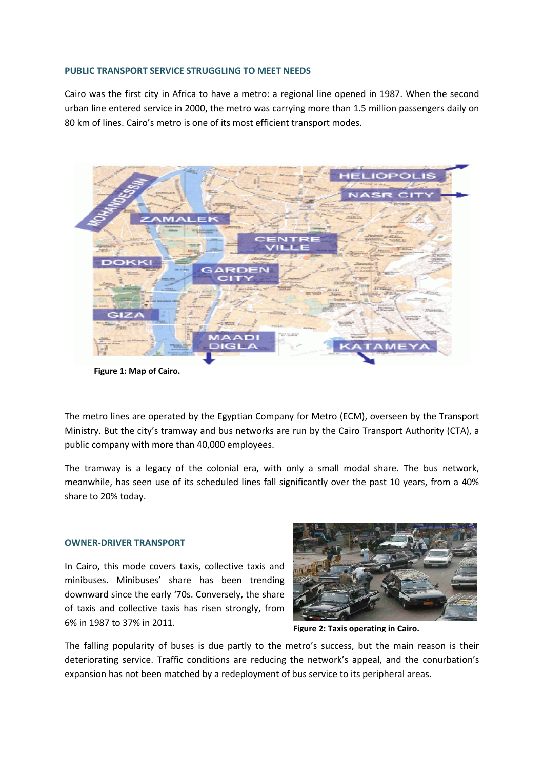## PUBLIC TRANSPORT SERVICE STRUGGLING TO MEET NEEDS

Cairo was the first city in Africa to have a metro: a regional line opened in 1987. When the second urban line entered service in 2000, the metro was carrying more than 1.5 million passengers daily on 80 km of lines. Cairo's metro is one of its most efficient transport modes.

**Figure 1: Map of Cairo.**

The metro lines are operated by the Egyptian Company for Metro (ECM), overseen by the Transport Ministry. But the city's tramway and bus networks are run by the Cairo Transport Authority (CTA), a public company with more than 40,000 employees.

The tramway is a legacy of the colonial era, with only a small modal share. The bus network, meanwhile, has seen use of its scheduled lines fall significantly over the past 10 years, from a 40% share to 20% today.

## OWNER-DRIVER TRANSPORT

In Cairo, this mode covers taxis, collective taxis and minibuses. Minibuses' share has been trending downward since the early '70s. Conversely, the share of taxis and collective taxis has risen strongly, from 6% in 1987 to 37% in 2011.

**Figure 2: Taxis operating in Cairo.**

The falling popularity of buses is due partly to the metro's success, but the main reason is their deteriorating service. Traffic conditions are reducing the network's appeal, and the conurbation's expansion has not been matched by a redeployment of bus service to its peripheral areas.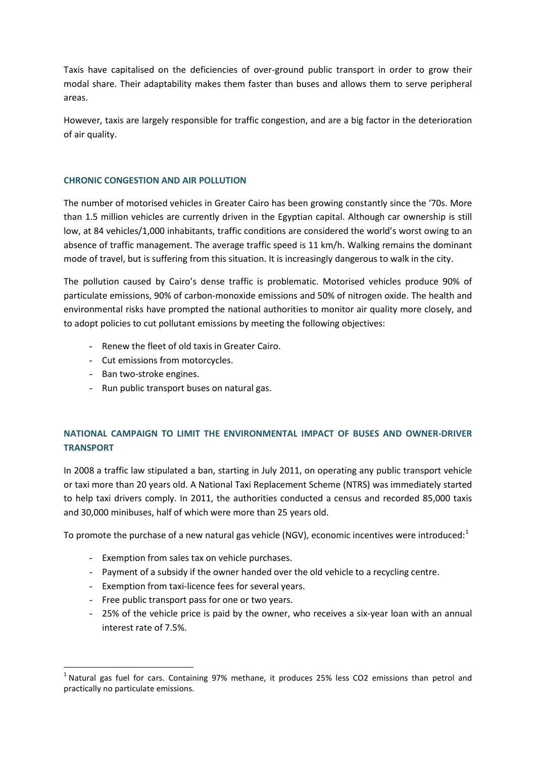Taxis have capitalised on the deficiencies of over-ground public transport in order to grow their modal share. Their adaptability makes them faster than buses and allows them to serve peripheral areas.

However, taxis are largely responsible for traffic congestion, and are a big factor in the deterioration of air quality.

## CHRONIC CONGESTION AND AIR POLLUTION

The number of motorised vehicles in Greater Cairo has been growing constantly since the '70s. More than 1.5 million vehicles are currently driven in the Egyptian capital. Although car ownership is still low, at 84 vehicles/1,000 inhabitants, traffic conditions are considered the world's worst owing to an absence of traffic management. The average traffic speed is 11 km/h. Walking remains the dominant mode of travel, but is suffering from this situation. It is increasingly dangerous to walk in the city.

The pollution caused by Cairo's dense traffic is problematic. Motorised vehicles produce 90% of particulate emissions, 90% of carbon-monoxide emissions and 50% of nitrogen oxide. The health and environmental risks have prompted the national authorities to monitor air quality more closely, and to adopt policies to cut pollutant emissions by meeting the following objectives:

- Renew the fleet of old taxis in Greater Cairo.
- Cut emissions from motorcycles.
- Ban two-stroke engines.
- Run public transport buses on natural gas.

## NATIONAL CAMPAIGN TO LIMIT THE ENVIRONMENTAL IMPACT OF BUSES AND OWNER-DRIVER TRANSPORT

In 2008 a traffic law stipulated a ban, starting in July 2011, on operating any public transport vehicle or taxi more than 20 years old. A National Taxi Replacement Scheme (NTRS) was immediately started to help taxi drivers comply. In 2011, the authorities conducted a census and recorded 85,000 taxis and 30,000 minibuses, half of which were more than 25 years old.

To promote the purchase of a new natural gas vehicle (NGV), economic incentives were introduced:[1]

- Exemption from sales tax on vehicle purchases.
- Payment of a subsidy if the owner handed over the old vehicle to a recycling centre.
- Exemption from taxi-licence fees for several years.
- Free public transport pass for one or two years.
- 25% of the vehicle price is paid by the owner, who receives a six-year loan with an annual interest rate of 7.5%.

---

[1] Natural gas fuel for cars. Containing 97% methane, it produces 25% less $CO_2$ emissions than petrol and practically no particulate emissions.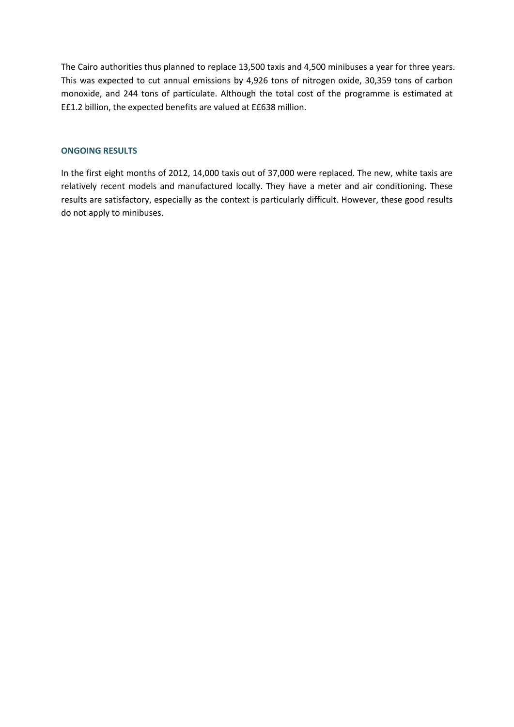The Cairo authorities thus planned to replace 13,500 taxis and 4,500 minibuses a year for three years. This was expected to cut annual emissions by 4,926 tons of nitrogen oxide, 30,359 tons of carbon monoxide, and 244 tons of particulate. Although the total cost of the programme is estimated at E£1.2 billion, the expected benefits are valued at E£638 million.

## ONGOING RESULTS

In the first eight months of 2012, 14,000 taxis out of 37,000 were replaced. The new, white taxis are relatively recent models and manufactured locally. They have a meter and air conditioning. These results are satisfactory, especially as the context is particularly difficult. However, these good results do not apply to minibuses.